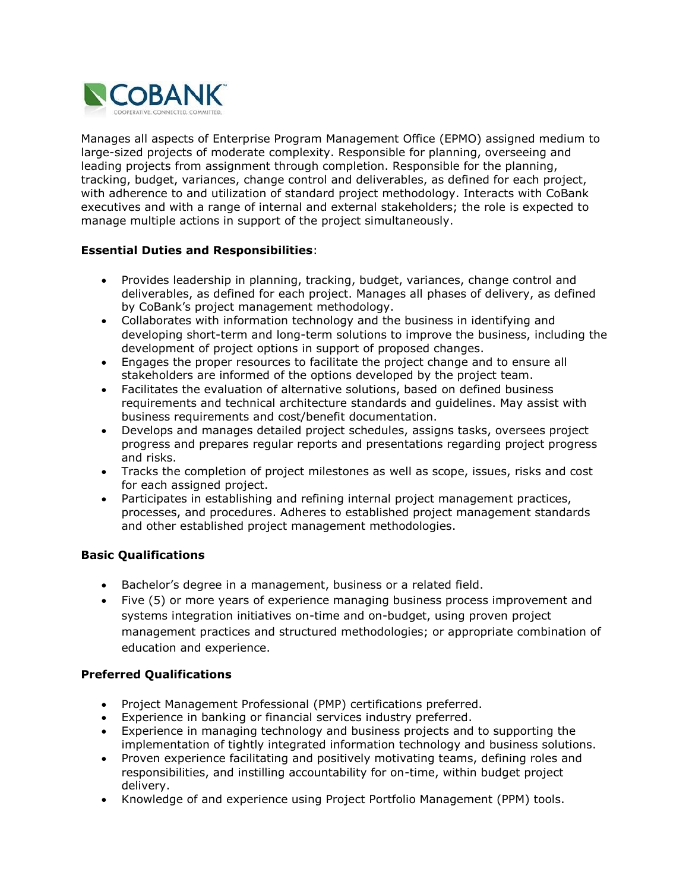Manages all aspects of Enterprise Program Management Office (EPMO) assigned medium to large-sized projects of moderate complexity. Responsible for planning, overseeing and leading projects from assignment through completion. Responsible for the planning, tracking, budget, variances, change control and deliverables, as defined for each project, with adherence to and utilization of standard project methodology. Interacts with CoBank executives and with a range of internal and external stakeholders; the role is expected to manage multiple actions in support of the project simultaneously.

**Essential Duties and Responsibilities**:

- Provides leadership in planning, tracking, budget, variances, change control and deliverables, as defined for each project. Manages all phases of delivery, as defined by CoBank's project management methodology.
- Collaborates with information technology and the business in identifying and developing short-term and long-term solutions to improve the business, including the development of project options in support of proposed changes.
- Engages the proper resources to facilitate the project change and to ensure all stakeholders are informed of the options developed by the project team.
- Facilitates the evaluation of alternative solutions, based on defined business requirements and technical architecture standards and guidelines. May assist with business requirements and cost/benefit documentation.
- Develops and manages detailed project schedules, assigns tasks, oversees project progress and prepares regular reports and presentations regarding project progress and risks.
- Tracks the completion of project milestones as well as scope, issues, risks and cost for each assigned project.
- Participates in establishing and refining internal project management practices, processes, and procedures. Adheres to established project management standards and other established project management methodologies.

**Basic Qualifications**

- Bachelor's degree in a management, business or a related field.
- Five (5) or more years of experience managing business process improvement and systems integration initiatives on-time and on-budget, using proven project management practices and structured methodologies; or appropriate combination of education and experience.

**Preferred Qualifications**

- Project Management Professional (PMP) certifications preferred.
- Experience in banking or financial services industry preferred.
- Experience in managing technology and business projects and to supporting the implementation of tightly integrated information technology and business solutions.
- Proven experience facilitating and positively motivating teams, defining roles and responsibilities, and instilling accountability for on-time, within budget project delivery.
- Knowledge of and experience using Project Portfolio Management (PPM) tools.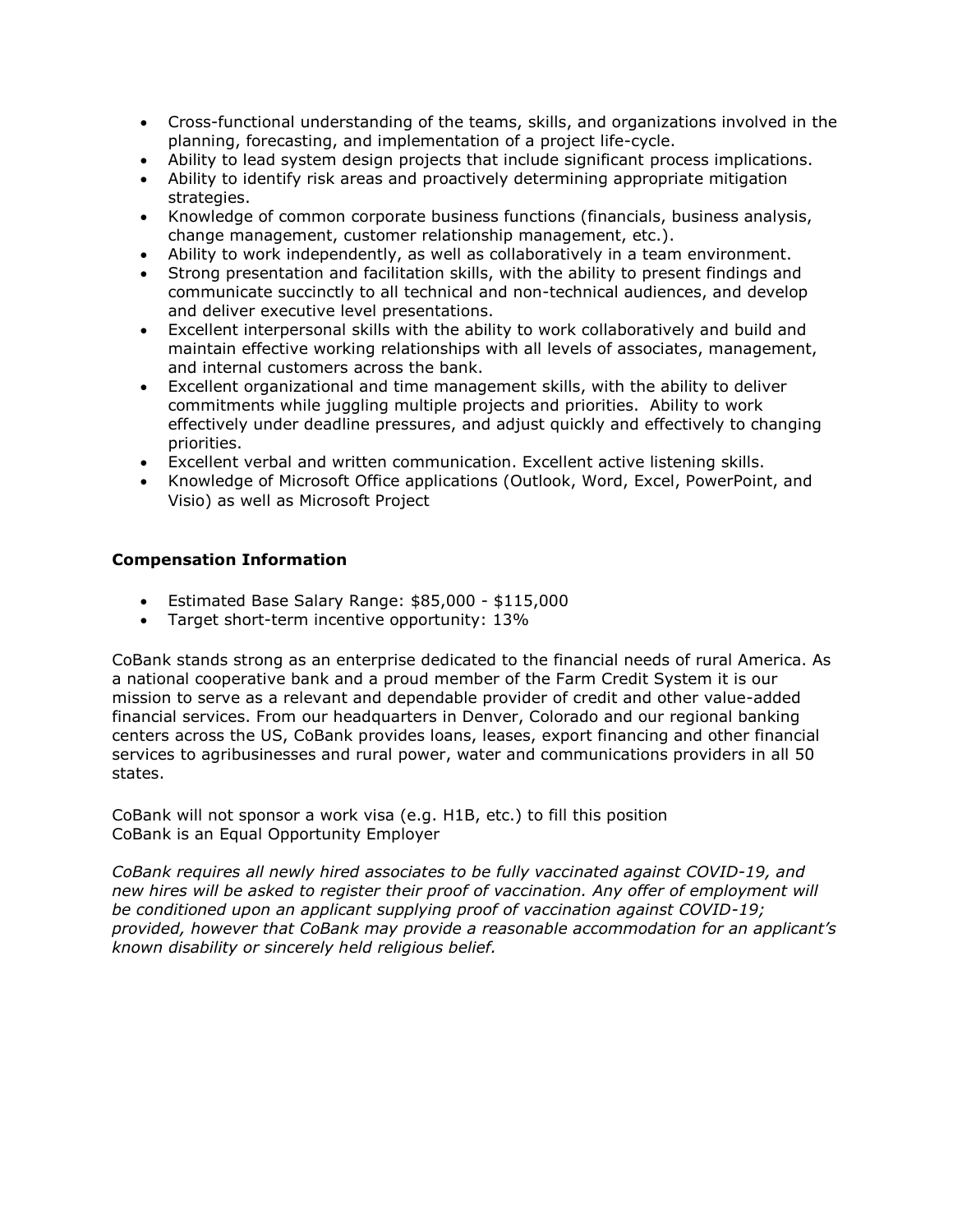- Cross-functional understanding of the teams, skills, and organizations involved in the planning, forecasting, and implementation of a project life-cycle.
- Ability to lead system design projects that include significant process implications.
- Ability to identify risk areas and proactively determining appropriate mitigation strategies.
- Knowledge of common corporate business functions (financials, business analysis, change management, customer relationship management, etc.).
- Ability to work independently, as well as collaboratively in a team environment.
- Strong presentation and facilitation skills, with the ability to present findings and communicate succinctly to all technical and non-technical audiences, and develop and deliver executive level presentations.
- Excellent interpersonal skills with the ability to work collaboratively and build and maintain effective working relationships with all levels of associates, management, and internal customers across the bank.
- Excellent organizational and time management skills, with the ability to deliver commitments while juggling multiple projects and priorities. Ability to work effectively under deadline pressures, and adjust quickly and effectively to changing priorities.
- Excellent verbal and written communication. Excellent active listening skills.
- Knowledge of Microsoft Office applications (Outlook, Word, Excel, PowerPoint, and Visio) as well as Microsoft Project

**Compensation Information**

- Estimated Base Salary Range: $85,000 - $115,000
- Target short-term incentive opportunity: 13%

CoBank stands strong as an enterprise dedicated to the financial needs of rural America. As a national cooperative bank and a proud member of the Farm Credit System it is our mission to serve as a relevant and dependable provider of credit and other value-added financial services. From our headquarters in Denver, Colorado and our regional banking centers across the US, CoBank provides loans, leases, export financing and other financial services to agribusinesses and rural power, water and communications providers in all 50 states.

CoBank will not sponsor a work visa (e.g. H1B, etc.) to fill this position
CoBank is an Equal Opportunity Employer

*CoBank requires all newly hired associates to be fully vaccinated against COVID-19, and new hires will be asked to register their proof of vaccination. Any offer of employment will be conditioned upon an applicant supplying proof of vaccination against COVID-19; provided, however that CoBank may provide a reasonable accommodation for an applicant's known disability or sincerely held religious belief.*